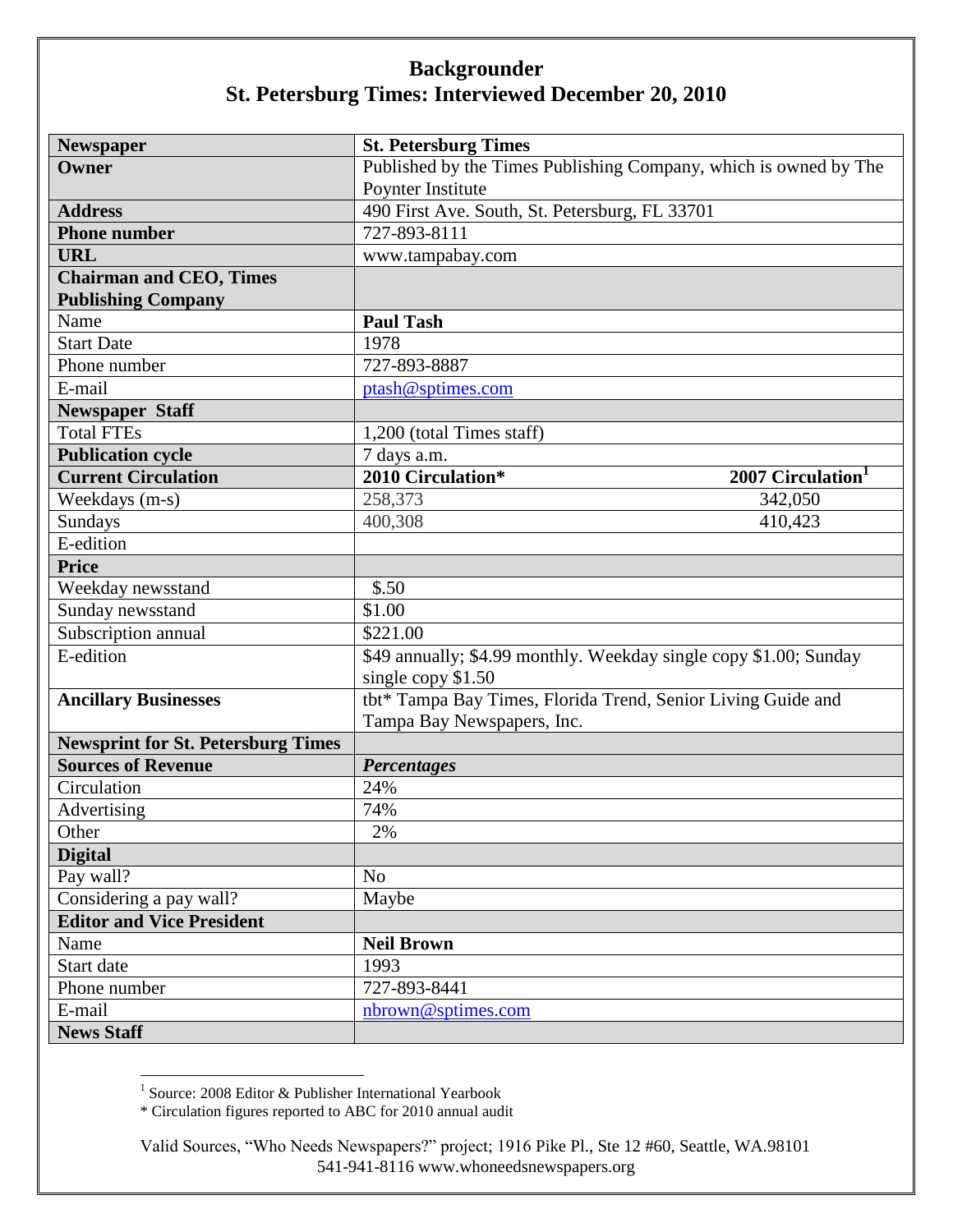# Backgrounder
## St. Petersburg Times: Interviewed December 20, 2010

| | | |
|---|---|---|
| **Newspaper** | **St. Petersburg Times** | |
| **Owner** | Published by the Times Publishing Company, which is owned by The Poynter Institute | |
| **Address** | 490 First Ave. South, St. Petersburg, FL 33701 | |
| **Phone number** | 727-893-8111 | |
| **URL** | www.tampabay.com | |
| **Chairman and CEO, Times Publishing Company** | | |
| Name | **Paul Tash** | |
| Start Date | 1978 | |
| Phone number | 727-893-8887 | |
| E-mail | ptash@sptimes.com | |
| **Newspaper Staff** | | |
| Total FTEs | 1,200 (total Times staff) | |
| **Publication cycle** | 7 days a.m. | |
| **Current Circulation** | **2010 Circulation*** | **2007 Circulation**[1] |
| Weekdays (m-s) | 258,373 | 342,050 |
| Sundays | 400,308 | 410,423 |
| E-edition | | |
| **Price** | | |
| Weekday newsstand | $.50 | |
| Sunday newsstand | $1.00 | |
| Subscription annual | $221.00 | |
| E-edition | $49 annually; $4.99 monthly. Weekday single copy $1.00; Sunday single copy $1.50 | |
| **Ancillary Businesses** | tbt* Tampa Bay Times, Florida Trend, Senior Living Guide and Tampa Bay Newspapers, Inc. | |
| **Newsprint for St. Petersburg Times** | | |
| **Sources of Revenue** | ***Percentages*** | |
| Circulation | 24% | |
| Advertising | 74% | |
| Other | 2% | |
| **Digital** | | |
| Pay wall? | No | |
| Considering a pay wall? | Maybe | |
| **Editor and Vice President** | | |
| Name | **Neil Brown** | |
| Start date | 1993 | |
| Phone number | 727-893-8441 | |
| E-mail | nbrown@sptimes.com | |
| **News Staff** | | |

[1] Source: 2008 Editor & Publisher International Yearbook

* Circulation figures reported to ABC for 2010 annual audit

Valid Sources, "Who Needs Newspapers?" project; 1916 Pike Pl., Ste 12 #60, Seattle, WA.98101
541-941-8116 www.whoneedsnewspapers.org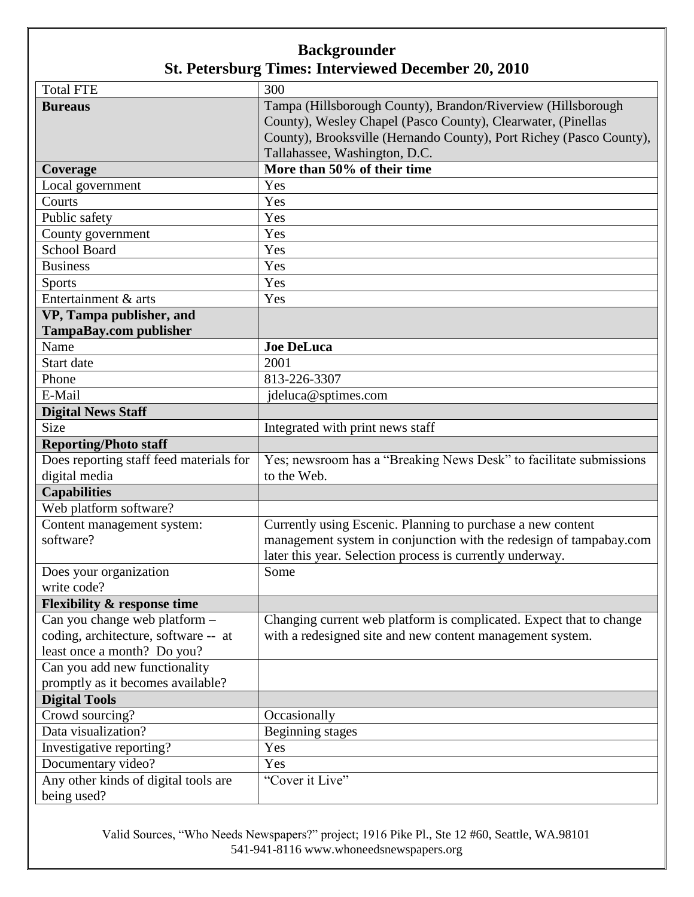# Backgrounder
## St. Petersburg Times: Interviewed December 20, 2010

| | |
|---|---|
| Total FTE | 300 |
| **Bureaus** | Tampa (Hillsborough County), Brandon/Riverview (Hillsborough County), Wesley Chapel (Pasco County), Clearwater, (Pinellas County), Brooksville (Hernando County), Port Richey (Pasco County), Tallahassee, Washington, D.C. |
| **Coverage** | **More than 50% of their time** |
| Local government | Yes |
| Courts | Yes |
| Public safety | Yes |
| County government | Yes |
| School Board | Yes |
| Business | Yes |
| Sports | Yes |
| Entertainment & arts | Yes |
| **VP, Tampa publisher, and TampaBay.com publisher** | |
| Name | **Joe DeLuca** |
| Start date | 2001 |
| Phone | 813-226-3307 |
| E-Mail | jdeluca@sptimes.com |
| **Digital News Staff** | |
| Size | Integrated with print news staff |
| **Reporting/Photo staff** | |
| Does reporting staff feed materials for digital media | Yes; newsroom has a "Breaking News Desk" to facilitate submissions to the Web. |
| **Capabilities** | |
| Web platform software? | |
| Content management system: software? | Currently using Escenic. Planning to purchase a new content management system in conjunction with the redesign of tampabay.com later this year. Selection process is currently underway. |
| Does your organization write code? | Some |
| **Flexibility & response time** | |
| Can you change web platform – coding, architecture, software -- at least once a month? Do you? | Changing current web platform is complicated. Expect that to change with a redesigned site and new content management system. |
| Can you add new functionality promptly as it becomes available? | |
| **Digital Tools** | |
| Crowd sourcing? | Occasionally |
| Data visualization? | Beginning stages |
| Investigative reporting? | Yes |
| Documentary video? | Yes |
| Any other kinds of digital tools are being used? | "Cover it Live" |

Valid Sources, "Who Needs Newspapers?" project; 1916 Pike Pl., Ste 12 #60, Seattle, WA.98101
541-941-8116 www.whoneedsnewspapers.org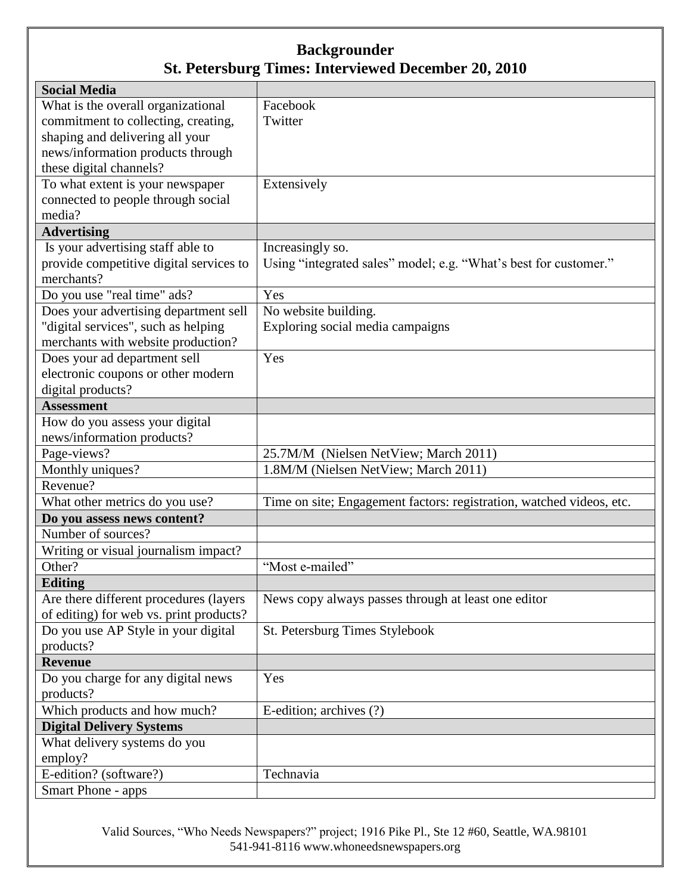# Backgrounder

## St. Petersburg Times: Interviewed December 20, 2010

| **Social Media** | |
|---|---|
| What is the overall organizational commitment to collecting, creating, shaping and delivering all your news/information products through these digital channels? | Facebook<br>Twitter |
| To what extent is your newspaper connected to people through social media? | Extensively |
| **Advertising** | |
| Is your advertising staff able to provide competitive digital services to merchants? | Increasingly so.<br>Using "integrated sales" model; e.g. "What's best for customer." |
| Do you use "real time" ads? | Yes |
| Does your advertising department sell "digital services", such as helping merchants with website production? | No website building.<br>Exploring social media campaigns |
| Does your ad department sell electronic coupons or other modern digital products? | Yes |
| **Assessment** | |
| How do you assess your digital news/information products? | |
| Page-views? | 25.7M/M (Nielsen NetView; March 2011) |
| Monthly uniques? | 1.8M/M (Nielsen NetView; March 2011) |
| Revenue? | |
| What other metrics do you use? | Time on site; Engagement factors: registration, watched videos, etc. |
| **Do you assess news content?** | |
| Number of sources? | |
| Writing or visual journalism impact? | |
| Other? | "Most e-mailed" |
| **Editing** | |
| Are there different procedures (layers of editing) for web vs. print products? | News copy always passes through at least one editor |
| Do you use AP Style in your digital products? | St. Petersburg Times Stylebook |
| **Revenue** | |
| Do you charge for any digital news products? | Yes |
| Which products and how much? | E-edition; archives (?) |
| **Digital Delivery Systems** | |
| What delivery systems do you employ? | |
| E-edition? (software?) | Technavia |
| Smart Phone - apps | |

Valid Sources, "Who Needs Newspapers?" project; 1916 Pike Pl., Ste 12 #60, Seattle, WA.98101
541-941-8116 www.whoneedsnewspapers.org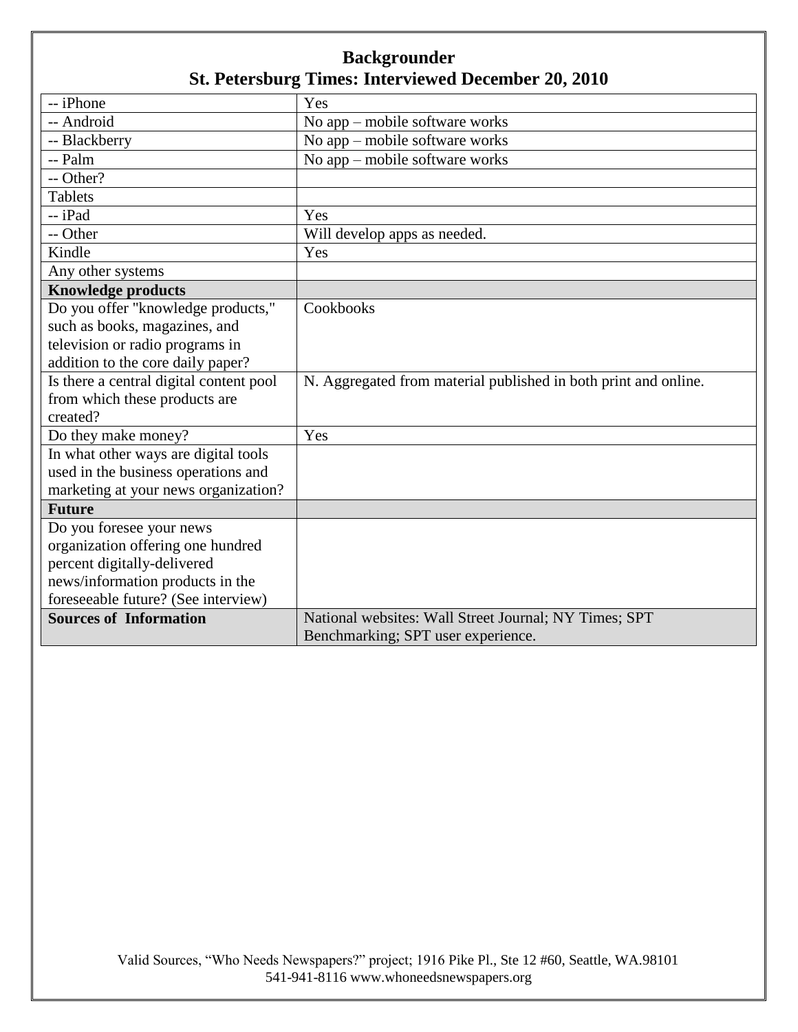# Backgrounder
## St. Petersburg Times: Interviewed December 20, 2010

| | |
|---|---|
| -- iPhone | Yes |
| -- Android | No app – mobile software works |
| -- Blackberry | No app – mobile software works |
| -- Palm | No app – mobile software works |
| -- Other? | |
| Tablets | |
| -- iPad | Yes |
| -- Other | Will develop apps as needed. |
| Kindle | Yes |
| Any other systems | |
| **Knowledge products** | |
| Do you offer "knowledge products," such as books, magazines, and television or radio programs in addition to the core daily paper? | Cookbooks |
| Is there a central digital content pool from which these products are created? | N. Aggregated from material published in both print and online. |
| Do they make money? | Yes |
| In what other ways are digital tools used in the business operations and marketing at your news organization? | |
| **Future** | |
| Do you foresee your news organization offering one hundred percent digitally-delivered news/information products in the foreseeable future? (See interview) | |
| **Sources of Information** | National websites: Wall Street Journal; NY Times; SPT Benchmarking; SPT user experience. |

Valid Sources, "Who Needs Newspapers?" project; 1916 Pike Pl., Ste 12 #60, Seattle, WA.98101
541-941-8116 www.whoneedsnewspapers.org